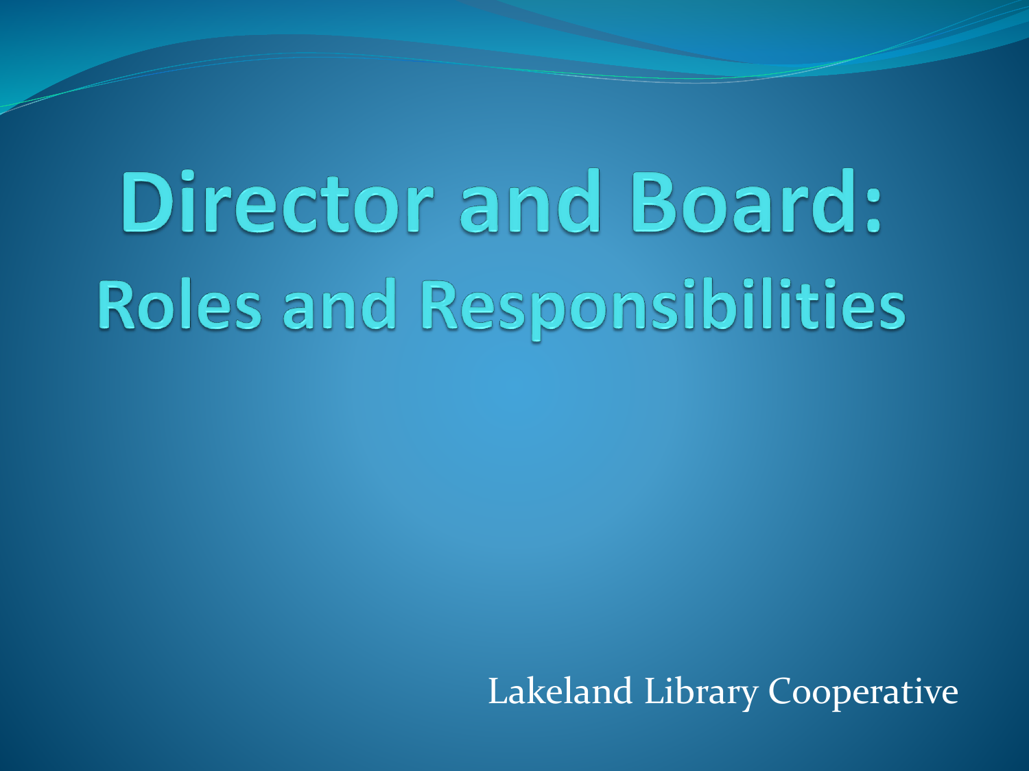# Director and Board:

## Roles and Responsibilities

Lakeland Library Cooperative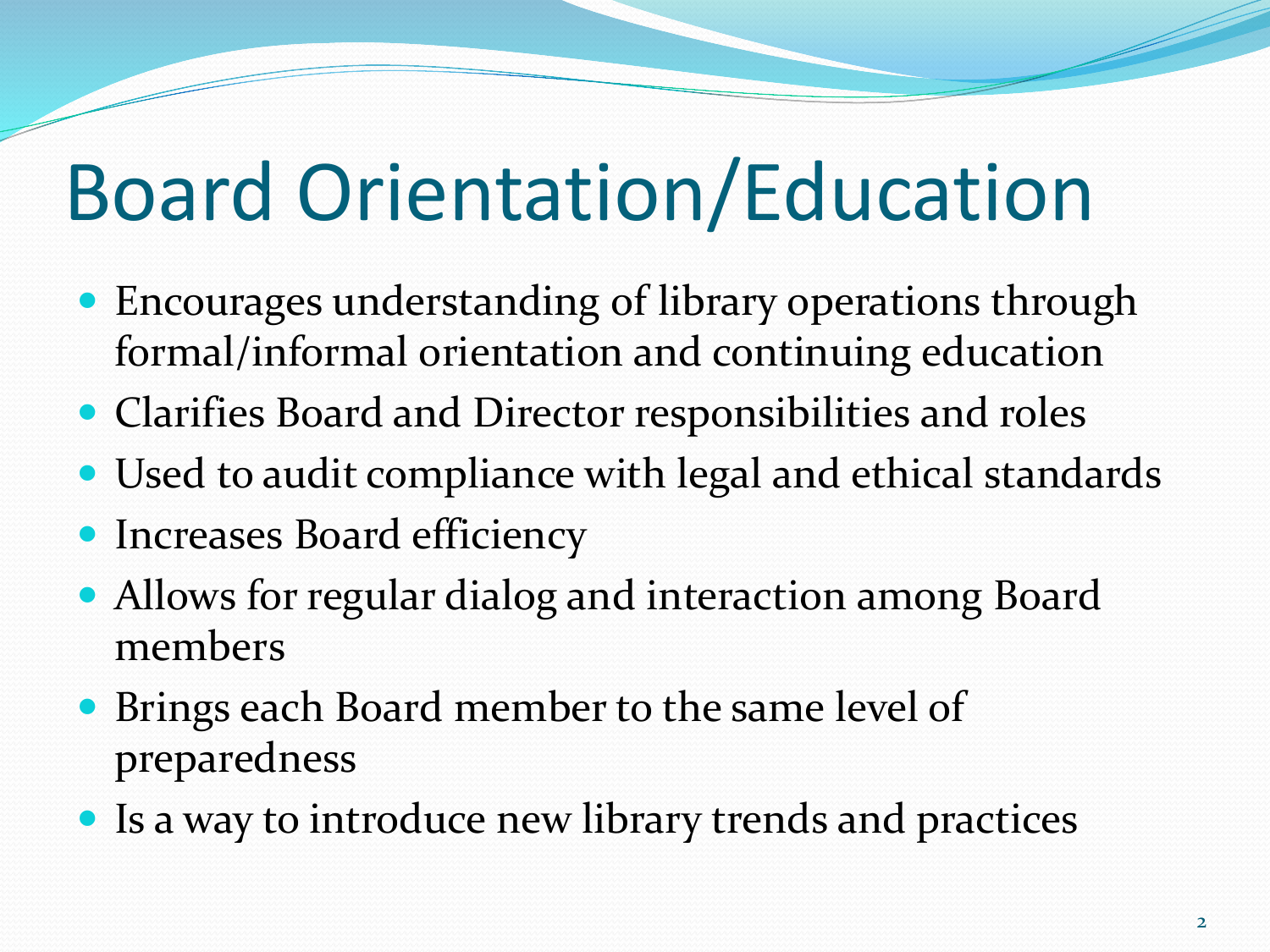# Board Orientation/Education

- Encourages understanding of library operations through formal/informal orientation and continuing education
- Clarifies Board and Director responsibilities and roles
- Used to audit compliance with legal and ethical standards
- Increases Board efficiency
- Allows for regular dialog and interaction among Board members
- Brings each Board member to the same level of preparedness
- Is a way to introduce new library trends and practices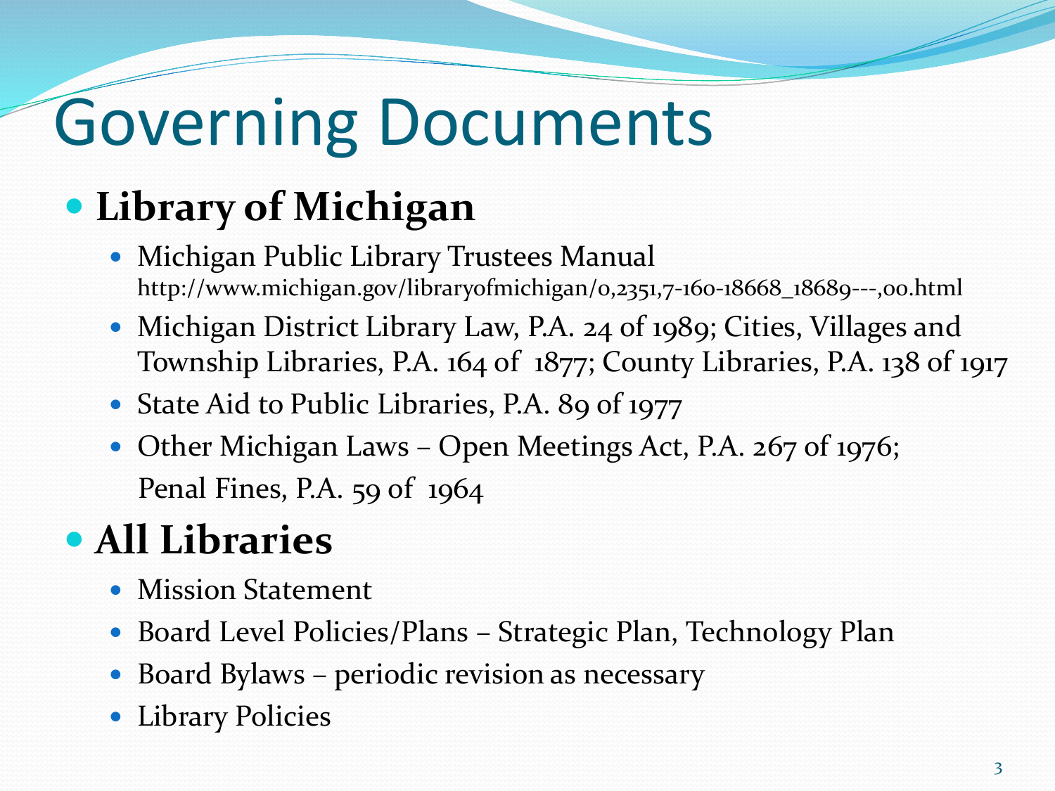# Governing Documents

- **Library of Michigan**
  - Michigan Public Library Trustees Manual
    http://www.michigan.gov/libraryofmichigan/0,2351,7-160-18668_18689---,00.html
  - Michigan District Library Law, P.A. 24 of 1989; Cities, Villages and Township Libraries, P.A. 164 of 1877; County Libraries, P.A. 138 of 1917
  - State Aid to Public Libraries, P.A. 89 of 1977
  - Other Michigan Laws – Open Meetings Act, P.A. 267 of 1976; Penal Fines, P.A. 59 of 1964
- **All Libraries**
  - Mission Statement
  - Board Level Policies/Plans – Strategic Plan, Technology Plan
  - Board Bylaws – periodic revision as necessary
  - Library Policies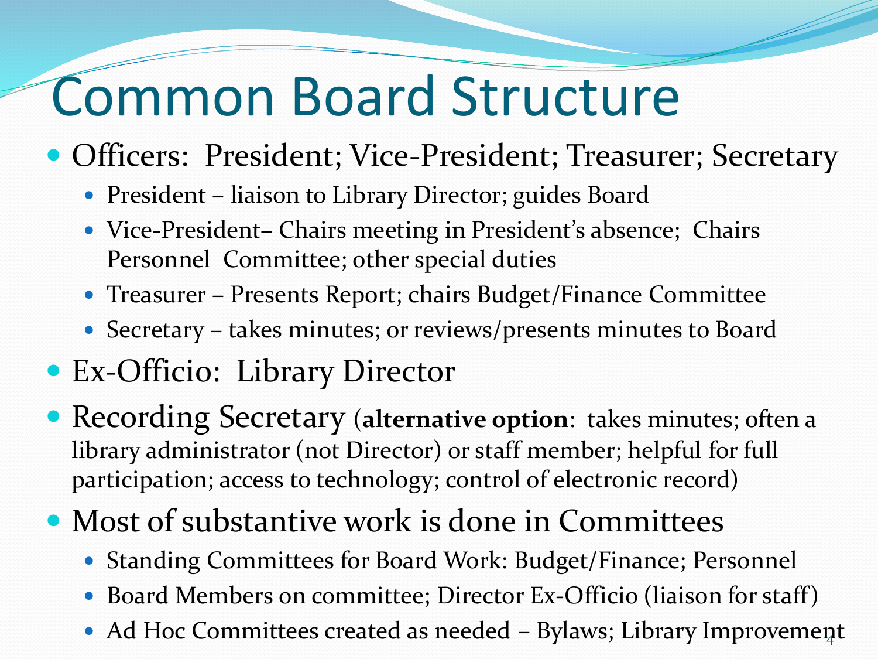# Common Board Structure

- Officers: President; Vice-President; Treasurer; Secretary
  - President – liaison to Library Director; guides Board
  - Vice-President– Chairs meeting in President's absence; Chairs Personnel Committee; other special duties
  - Treasurer – Presents Report; chairs Budget/Finance Committee
  - Secretary – takes minutes; or reviews/presents minutes to Board
- Ex-Officio: Library Director
- Recording Secretary (**alternative option**: takes minutes; often a library administrator (not Director) or staff member; helpful for full participation; access to technology; control of electronic record)
- Most of substantive work is done in Committees
  - Standing Committees for Board Work: Budget/Finance; Personnel
  - Board Members on committee; Director Ex-Officio (liaison for staff)
  - Ad Hoc Committees created as needed – Bylaws; Library Improvement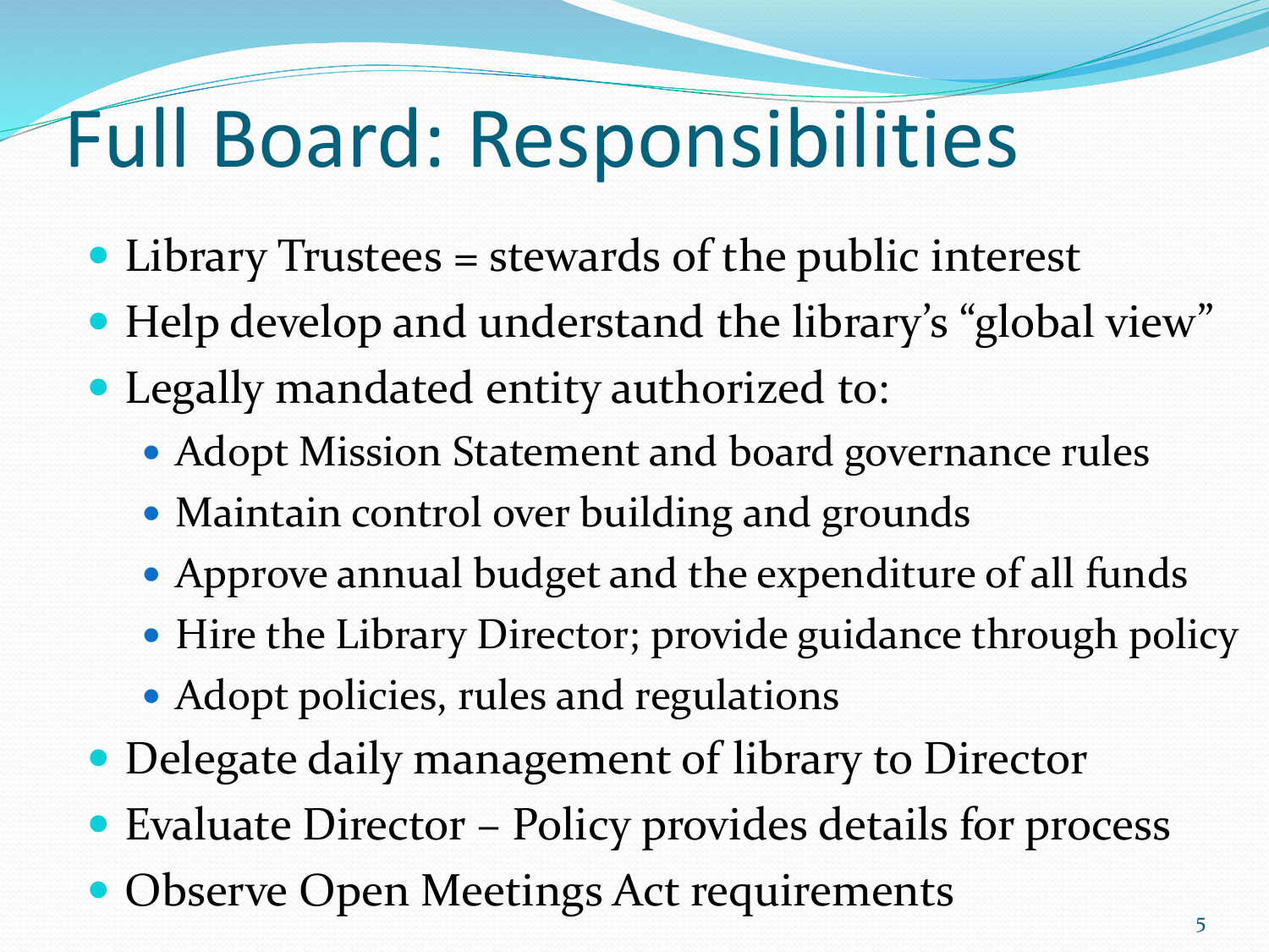# Full Board: Responsibilities

- Library Trustees = stewards of the public interest
- Help develop and understand the library's "global view"
- Legally mandated entity authorized to:
  - Adopt Mission Statement and board governance rules
  - Maintain control over building and grounds
  - Approve annual budget and the expenditure of all funds
  - Hire the Library Director; provide guidance through policy
  - Adopt policies, rules and regulations
- Delegate daily management of library to Director
- Evaluate Director – Policy provides details for process
- Observe Open Meetings Act requirements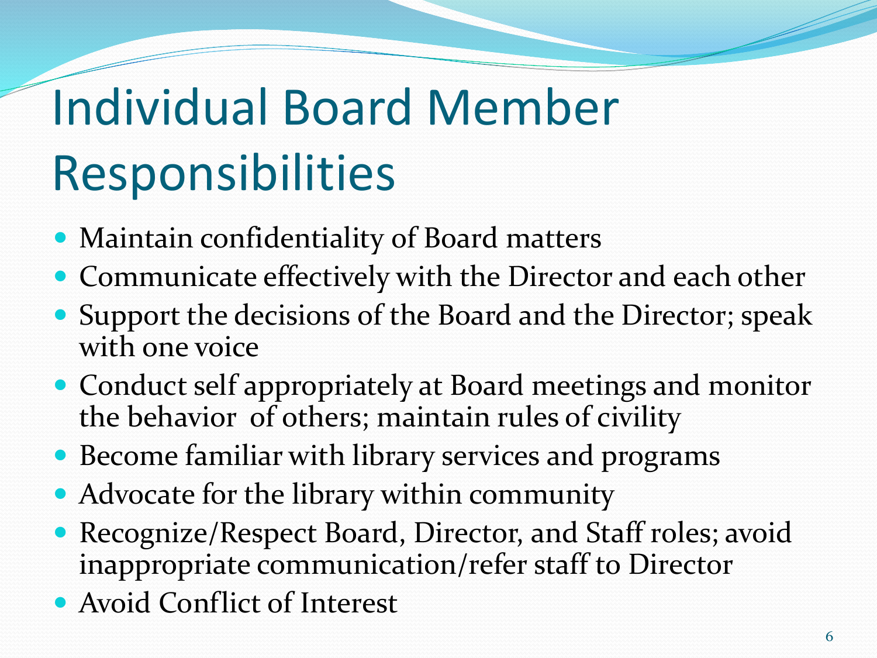# Individual Board Member Responsibilities

- Maintain confidentiality of Board matters
- Communicate effectively with the Director and each other
- Support the decisions of the Board and the Director; speak with one voice
- Conduct self appropriately at Board meetings and monitor the behavior of others; maintain rules of civility
- Become familiar with library services and programs
- Advocate for the library within community
- Recognize/Respect Board, Director, and Staff roles; avoid inappropriate communication/refer staff to Director
- Avoid Conflict of Interest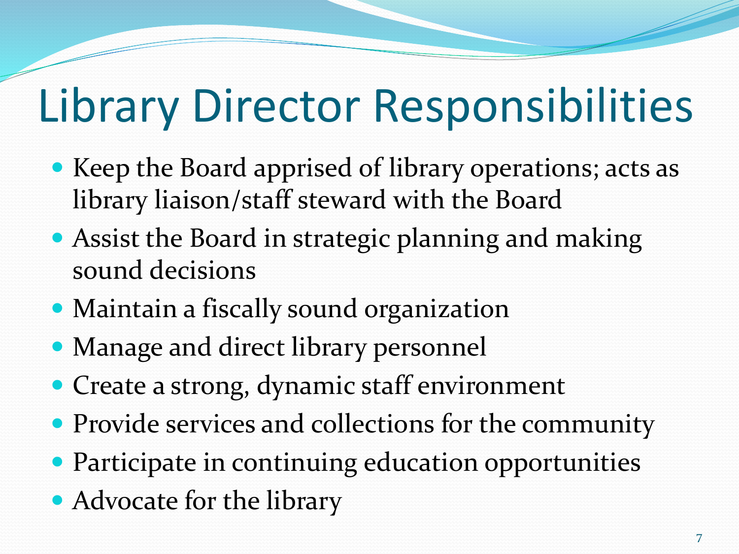# Library Director Responsibilities

- Keep the Board apprised of library operations; acts as library liaison/staff steward with the Board
- Assist the Board in strategic planning and making sound decisions
- Maintain a fiscally sound organization
- Manage and direct library personnel
- Create a strong, dynamic staff environment
- Provide services and collections for the community
- Participate in continuing education opportunities
- Advocate for the library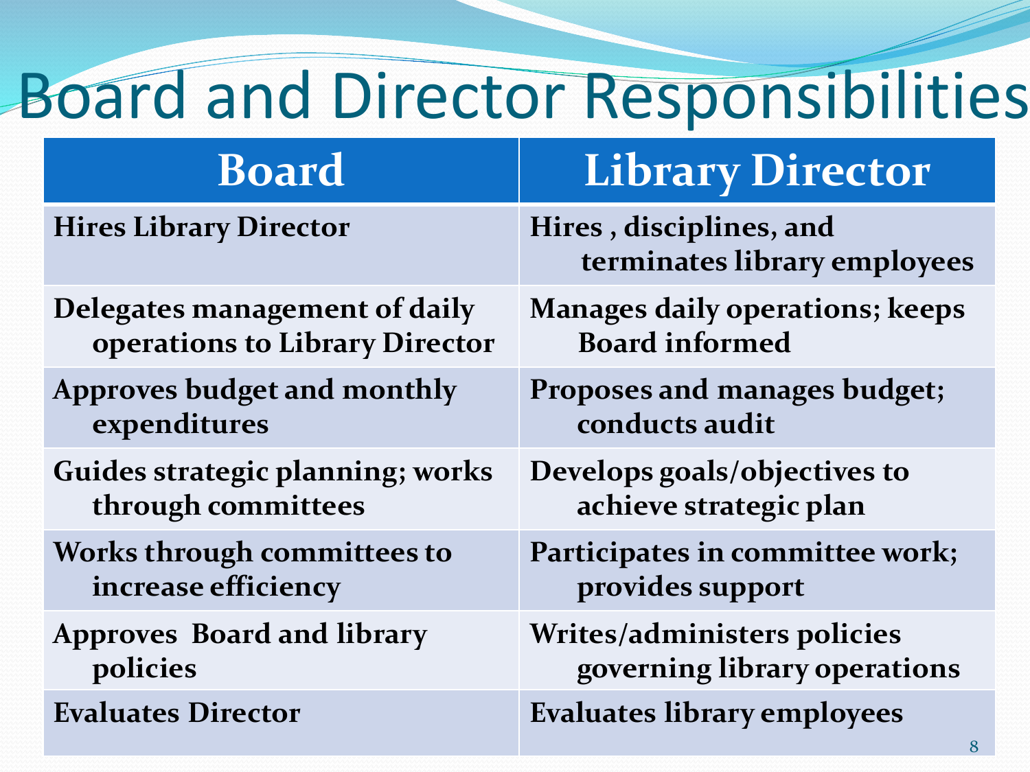# Board and Director Responsibilities

| Board | Library Director |
|---|---|
| Hires Library Director | Hires , disciplines, and terminates library employees |
| Delegates management of daily operations to Library Director | Manages daily operations; keeps Board informed |
| Approves budget and monthly expenditures | Proposes and manages budget; conducts audit |
| Guides strategic planning; works through committees | Develops goals/objectives to achieve strategic plan |
| Works through committees to increase efficiency | Participates in committee work; provides support |
| Approves Board and library policies | Writes/administers policies governing library operations |
| Evaluates Director | Evaluates library employees |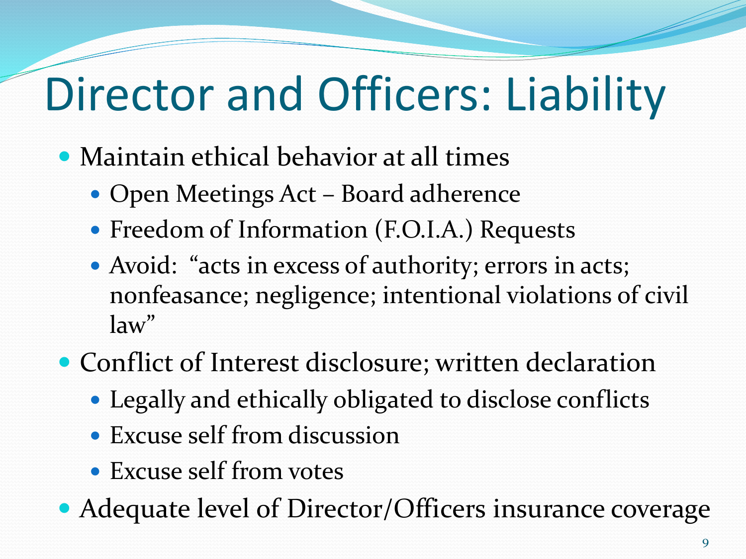# Director and Officers: Liability

- Maintain ethical behavior at all times
  - Open Meetings Act – Board adherence
  - Freedom of Information (F.O.I.A.) Requests
  - Avoid: "acts in excess of authority; errors in acts; nonfeasance; negligence; intentional violations of civil law"
- Conflict of Interest disclosure; written declaration
  - Legally and ethically obligated to disclose conflicts
  - Excuse self from discussion
  - Excuse self from votes
- Adequate level of Director/Officers insurance coverage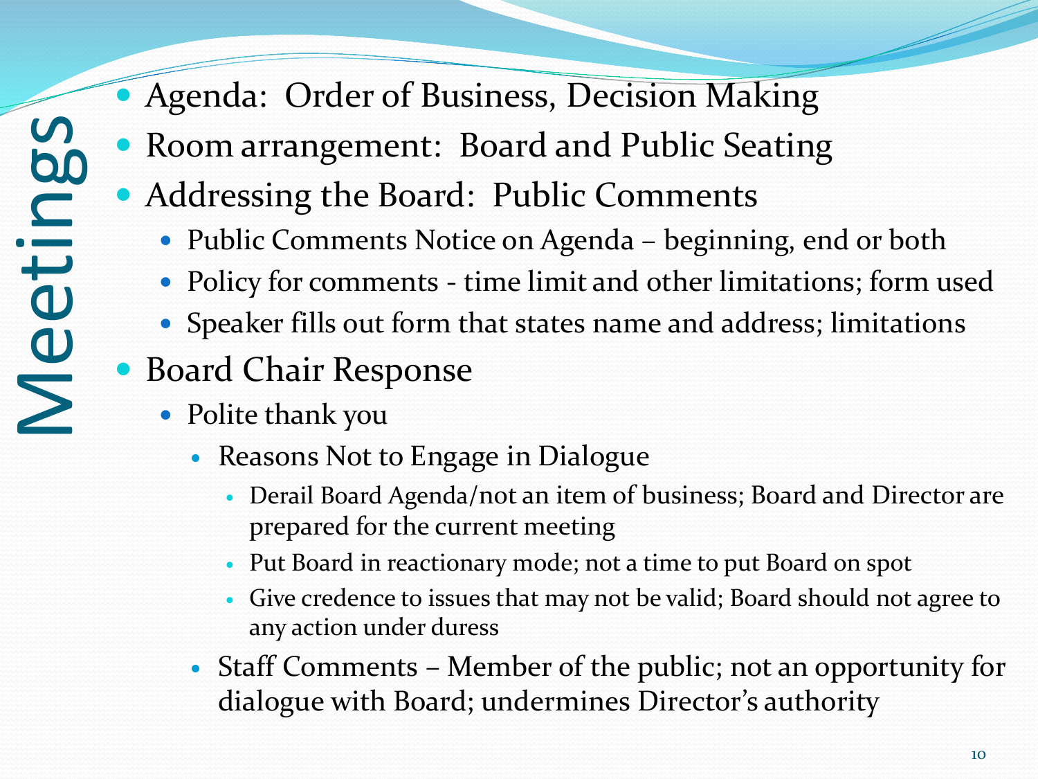# Meetings

- Agenda: Order of Business, Decision Making
- Room arrangement: Board and Public Seating
- Addressing the Board: Public Comments
  - Public Comments Notice on Agenda – beginning, end or both
  - Policy for comments - time limit and other limitations; form used
  - Speaker fills out form that states name and address; limitations
- Board Chair Response
  - Polite thank you
    - Reasons Not to Engage in Dialogue
      - Derail Board Agenda/not an item of business; Board and Director are prepared for the current meeting
      - Put Board in reactionary mode; not a time to put Board on spot
      - Give credence to issues that may not be valid; Board should not agree to any action under duress
    - Staff Comments – Member of the public; not an opportunity for dialogue with Board; undermines Director's authority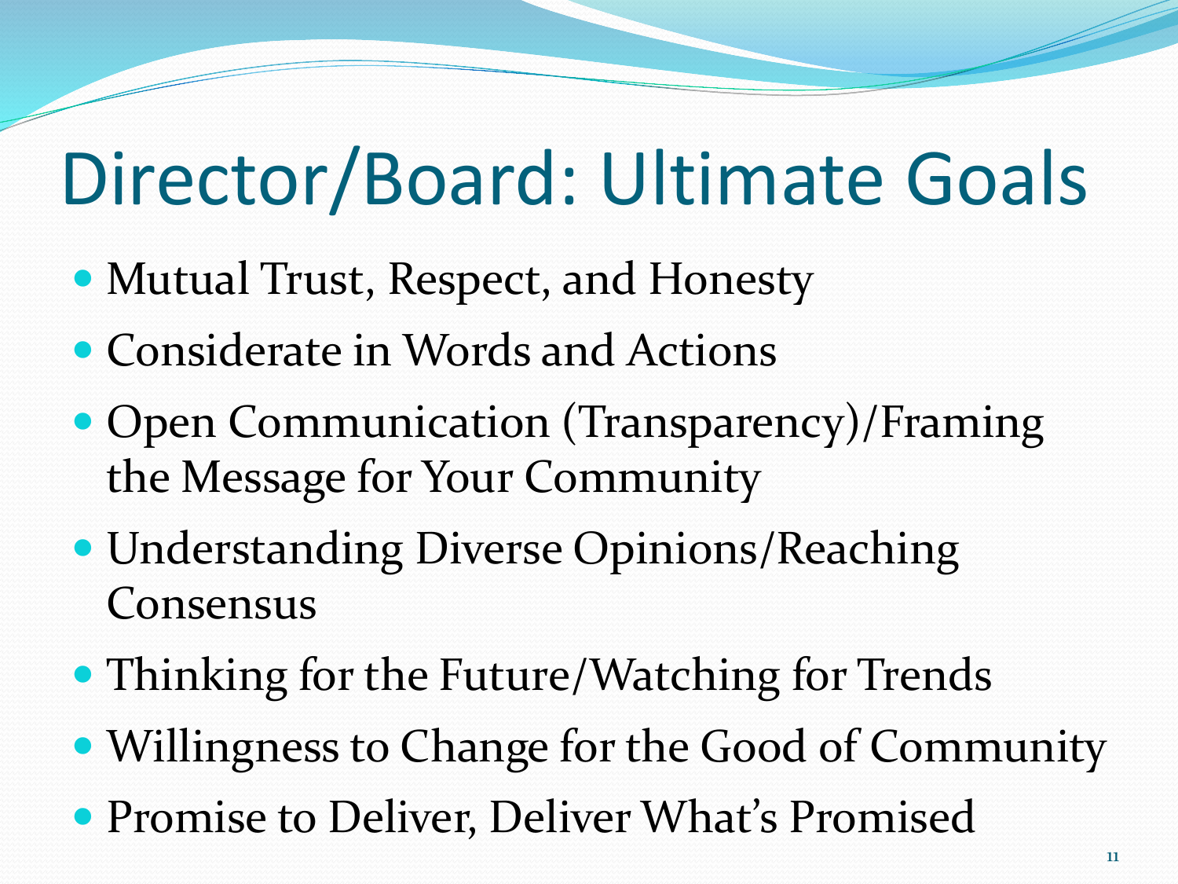# Director/Board: Ultimate Goals

- Mutual Trust, Respect, and Honesty
- Considerate in Words and Actions
- Open Communication (Transparency)/Framing the Message for Your Community
- Understanding Diverse Opinions/Reaching Consensus
- Thinking for the Future/Watching for Trends
- Willingness to Change for the Good of Community
- Promise to Deliver, Deliver What's Promised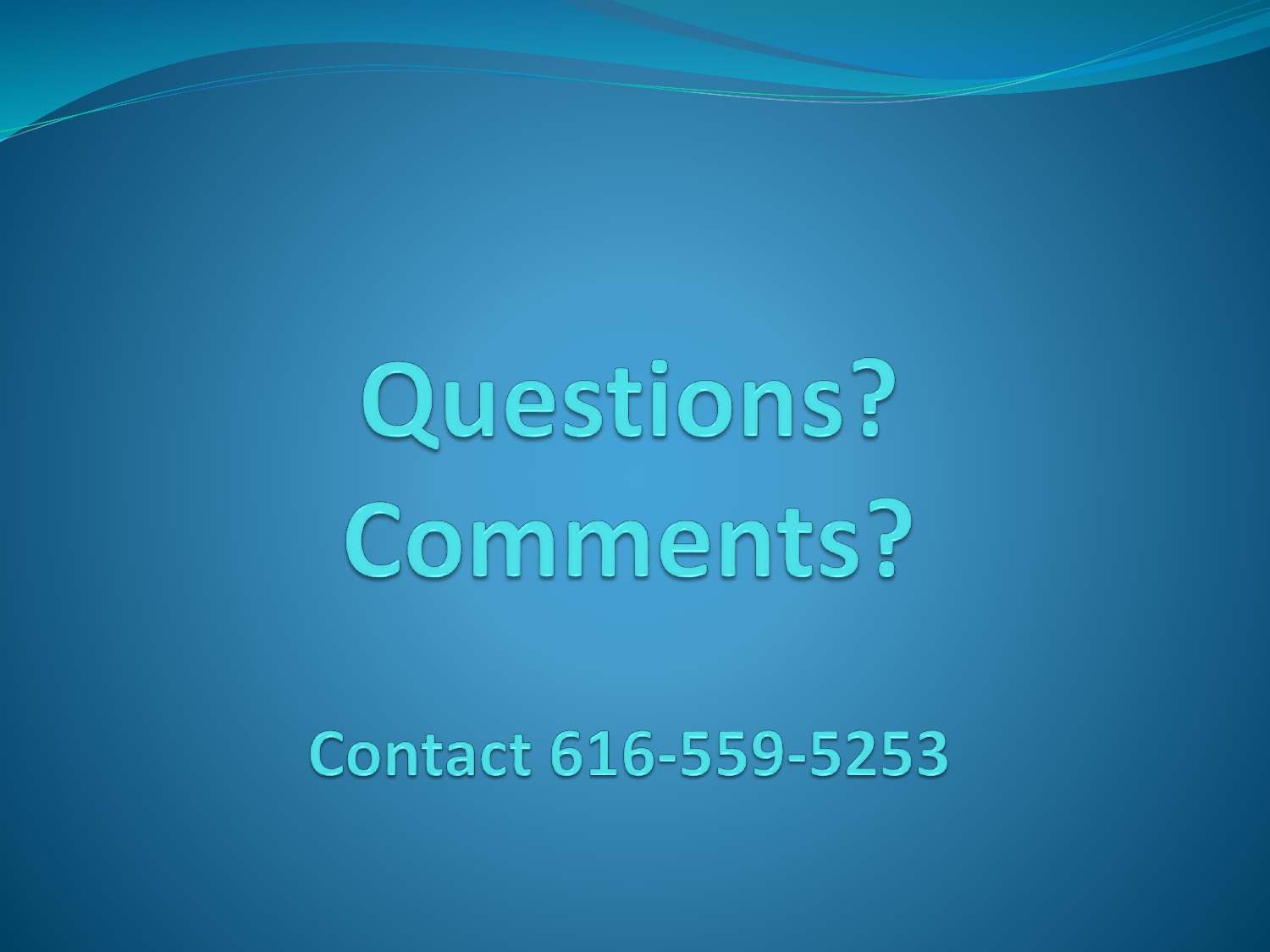# Questions?
# Comments?

## Contact 616-559-5253